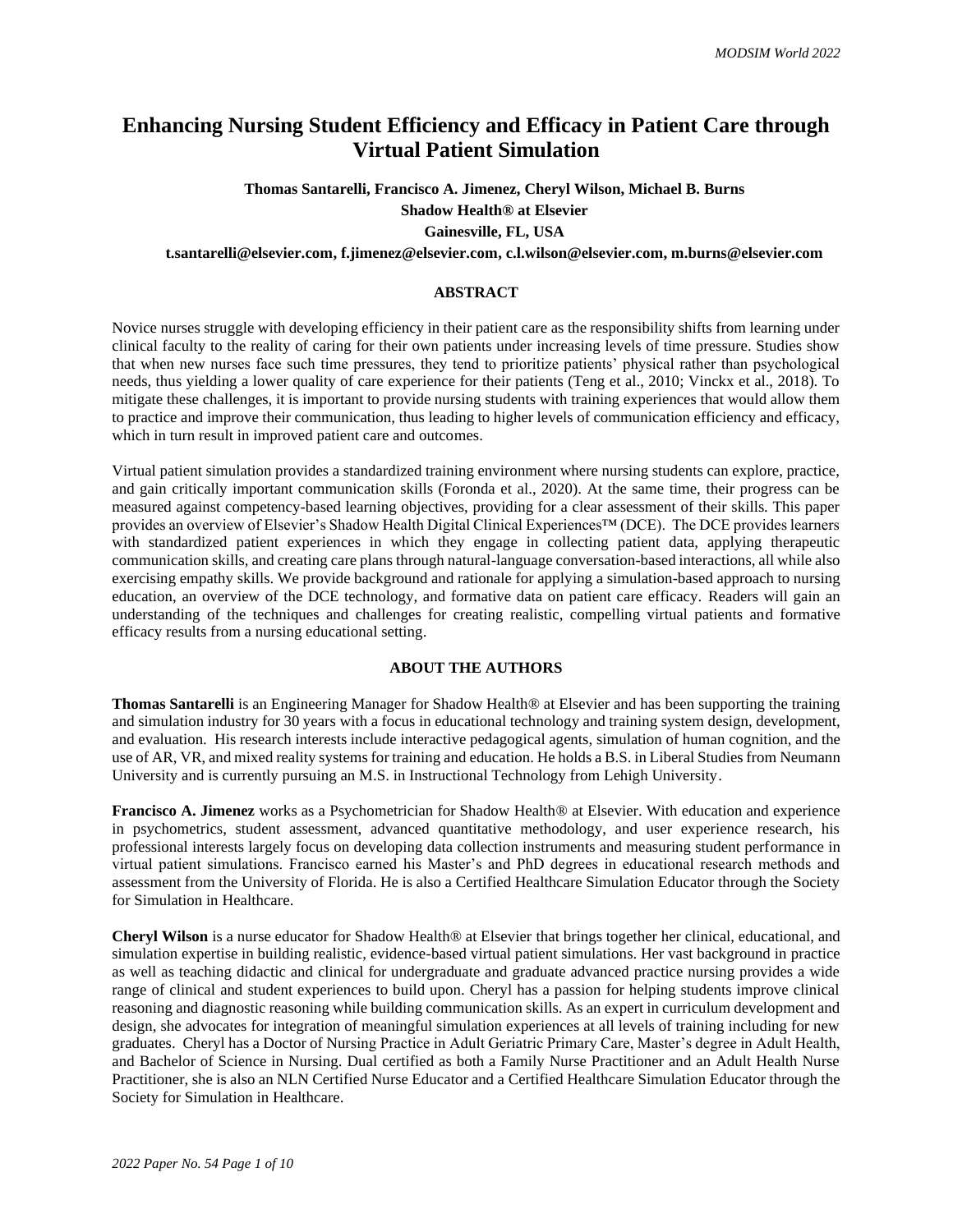# Enhancing Nursing Student Efficiency and Efficacy in Patient Care through Virtual Patient Simulation

**Thomas Santarelli, Francisco A. Jimenez, Cheryl Wilson, Michael B. Burns**
**Shadow Health® at Elsevier**
**Gainesville, FL, USA**
**t.santarelli@elsevier.com, f.jimenez@elsevier.com, c.l.wilson@elsevier.com, m.burns@elsevier.com**

## ABSTRACT

Novice nurses struggle with developing efficiency in their patient care as the responsibility shifts from learning under clinical faculty to the reality of caring for their own patients under increasing levels of time pressure. Studies show that when new nurses face such time pressures, they tend to prioritize patients' physical rather than psychological needs, thus yielding a lower quality of care experience for their patients (Teng et al., 2010; Vinckx et al., 2018). To mitigate these challenges, it is important to provide nursing students with training experiences that would allow them to practice and improve their communication, thus leading to higher levels of communication efficiency and efficacy, which in turn result in improved patient care and outcomes.

Virtual patient simulation provides a standardized training environment where nursing students can explore, practice, and gain critically important communication skills (Foronda et al., 2020). At the same time, their progress can be measured against competency-based learning objectives, providing for a clear assessment of their skills. This paper provides an overview of Elsevier's Shadow Health Digital Clinical Experiences™ (DCE). The DCE provides learners with standardized patient experiences in which they engage in collecting patient data, applying therapeutic communication skills, and creating care plans through natural-language conversation-based interactions, all while also exercising empathy skills. We provide background and rationale for applying a simulation-based approach to nursing education, an overview of the DCE technology, and formative data on patient care efficacy. Readers will gain an understanding of the techniques and challenges for creating realistic, compelling virtual patients and formative efficacy results from a nursing educational setting.

## ABOUT THE AUTHORS

**Thomas Santarelli** is an Engineering Manager for Shadow Health® at Elsevier and has been supporting the training and simulation industry for 30 years with a focus in educational technology and training system design, development, and evaluation. His research interests include interactive pedagogical agents, simulation of human cognition, and the use of AR, VR, and mixed reality systems for training and education. He holds a B.S. in Liberal Studies from Neumann University and is currently pursuing an M.S. in Instructional Technology from Lehigh University.

**Francisco A. Jimenez** works as a Psychometrician for Shadow Health® at Elsevier. With education and experience in psychometrics, student assessment, advanced quantitative methodology, and user experience research, his professional interests largely focus on developing data collection instruments and measuring student performance in virtual patient simulations. Francisco earned his Master's and PhD degrees in educational research methods and assessment from the University of Florida. He is also a Certified Healthcare Simulation Educator through the Society for Simulation in Healthcare.

**Cheryl Wilson** is a nurse educator for Shadow Health® at Elsevier that brings together her clinical, educational, and simulation expertise in building realistic, evidence-based virtual patient simulations. Her vast background in practice as well as teaching didactic and clinical for undergraduate and graduate advanced practice nursing provides a wide range of clinical and student experiences to build upon. Cheryl has a passion for helping students improve clinical reasoning and diagnostic reasoning while building communication skills. As an expert in curriculum development and design, she advocates for integration of meaningful simulation experiences at all levels of training including for new graduates. Cheryl has a Doctor of Nursing Practice in Adult Geriatric Primary Care, Master's degree in Adult Health, and Bachelor of Science in Nursing. Dual certified as both a Family Nurse Practitioner and an Adult Health Nurse Practitioner, she is also an NLN Certified Nurse Educator and a Certified Healthcare Simulation Educator through the Society for Simulation in Healthcare.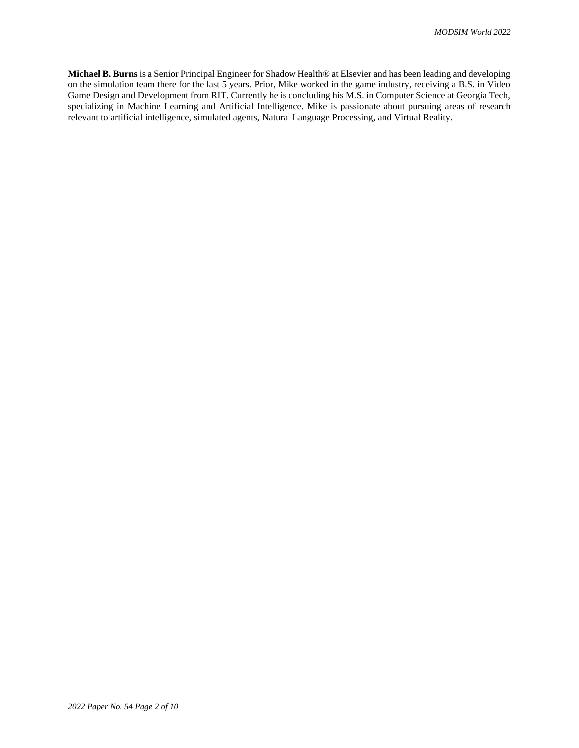**Michael B. Burns** is a Senior Principal Engineer for Shadow Health® at Elsevier and has been leading and developing on the simulation team there for the last 5 years. Prior, Mike worked in the game industry, receiving a B.S. in Video Game Design and Development from RIT. Currently he is concluding his M.S. in Computer Science at Georgia Tech, specializing in Machine Learning and Artificial Intelligence. Mike is passionate about pursuing areas of research relevant to artificial intelligence, simulated agents, Natural Language Processing, and Virtual Reality.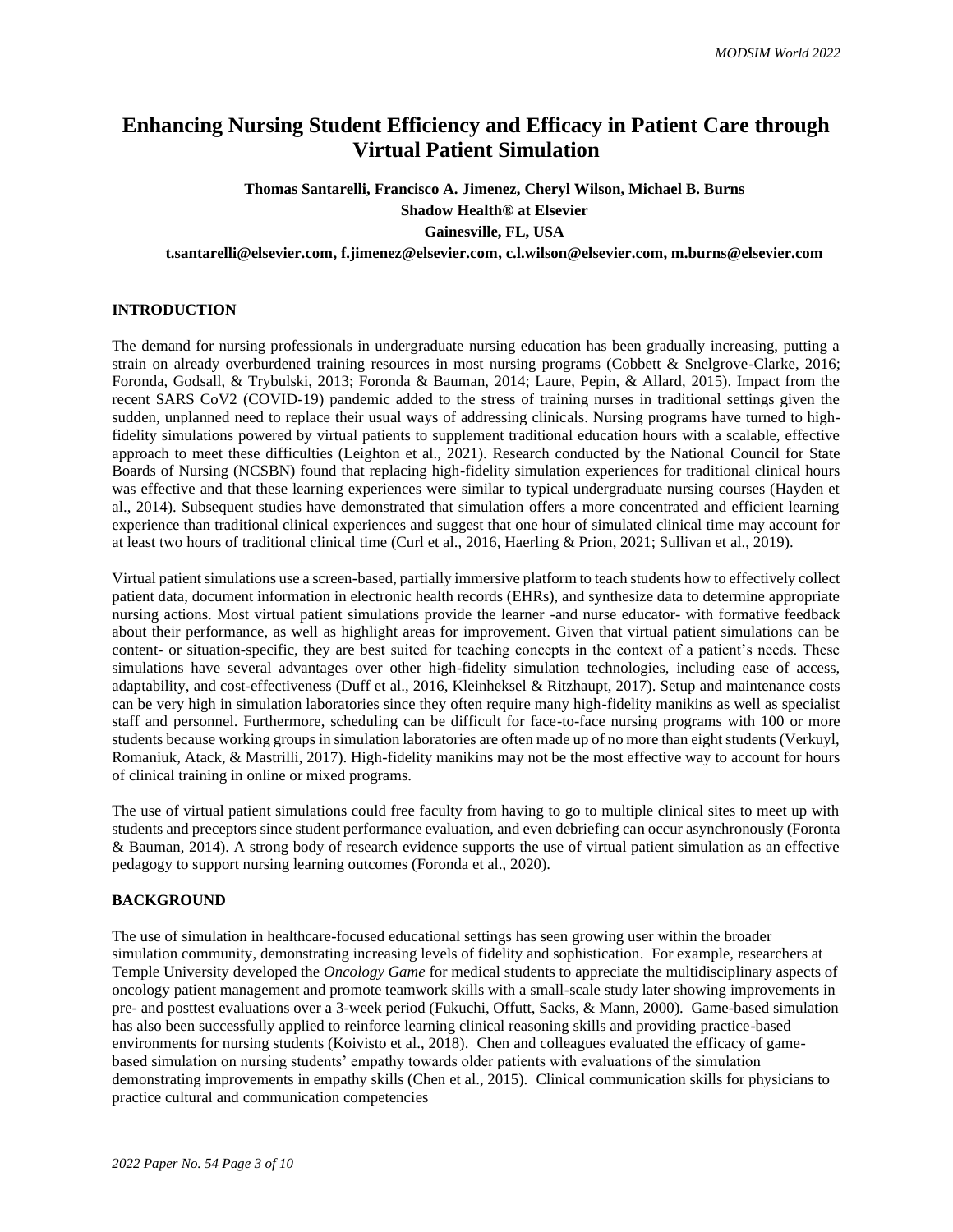# Enhancing Nursing Student Efficiency and Efficacy in Patient Care through Virtual Patient Simulation

**Thomas Santarelli, Francisco A. Jimenez, Cheryl Wilson, Michael B. Burns**
**Shadow Health® at Elsevier**
**Gainesville, FL, USA**
**t.santarelli@elsevier.com, f.jimenez@elsevier.com, c.l.wilson@elsevier.com, m.burns@elsevier.com**

## INTRODUCTION

The demand for nursing professionals in undergraduate nursing education has been gradually increasing, putting a strain on already overburdened training resources in most nursing programs (Cobbett & Snelgrove-Clarke, 2016; Foronda, Godsall, & Trybulski, 2013; Foronda & Bauman, 2014; Laure, Pepin, & Allard, 2015). Impact from the recent SARS CoV2 (COVID-19) pandemic added to the stress of training nurses in traditional settings given the sudden, unplanned need to replace their usual ways of addressing clinicals. Nursing programs have turned to high-fidelity simulations powered by virtual patients to supplement traditional education hours with a scalable, effective approach to meet these difficulties (Leighton et al., 2021). Research conducted by the National Council for State Boards of Nursing (NCSBN) found that replacing high-fidelity simulation experiences for traditional clinical hours was effective and that these learning experiences were similar to typical undergraduate nursing courses (Hayden et al., 2014). Subsequent studies have demonstrated that simulation offers a more concentrated and efficient learning experience than traditional clinical experiences and suggest that one hour of simulated clinical time may account for at least two hours of traditional clinical time (Curl et al., 2016, Haerling & Prion, 2021; Sullivan et al., 2019).

Virtual patient simulations use a screen-based, partially immersive platform to teach students how to effectively collect patient data, document information in electronic health records (EHRs), and synthesize data to determine appropriate nursing actions. Most virtual patient simulations provide the learner -and nurse educator- with formative feedback about their performance, as well as highlight areas for improvement. Given that virtual patient simulations can be content- or situation-specific, they are best suited for teaching concepts in the context of a patient's needs. These simulations have several advantages over other high-fidelity simulation technologies, including ease of access, adaptability, and cost-effectiveness (Duff et al., 2016, Kleinheksel & Ritzhaupt, 2017). Setup and maintenance costs can be very high in simulation laboratories since they often require many high-fidelity manikins as well as specialist staff and personnel. Furthermore, scheduling can be difficult for face-to-face nursing programs with 100 or more students because working groups in simulation laboratories are often made up of no more than eight students (Verkuyl, Romaniuk, Atack, & Mastrilli, 2017). High-fidelity manikins may not be the most effective way to account for hours of clinical training in online or mixed programs.

The use of virtual patient simulations could free faculty from having to go to multiple clinical sites to meet up with students and preceptors since student performance evaluation, and even debriefing can occur asynchronously (Foronta & Bauman, 2014). A strong body of research evidence supports the use of virtual patient simulation as an effective pedagogy to support nursing learning outcomes (Foronda et al., 2020).

## BACKGROUND

The use of simulation in healthcare-focused educational settings has seen growing user within the broader simulation community, demonstrating increasing levels of fidelity and sophistication. For example, researchers at Temple University developed the *Oncology Game* for medical students to appreciate the multidisciplinary aspects of oncology patient management and promote teamwork skills with a small-scale study later showing improvements in pre- and posttest evaluations over a 3-week period (Fukuchi, Offutt, Sacks, & Mann, 2000). Game-based simulation has also been successfully applied to reinforce learning clinical reasoning skills and providing practice-based environments for nursing students (Koivisto et al., 2018). Chen and colleagues evaluated the efficacy of game-based simulation on nursing students' empathy towards older patients with evaluations of the simulation demonstrating improvements in empathy skills (Chen et al., 2015). Clinical communication skills for physicians to practice cultural and communication competencies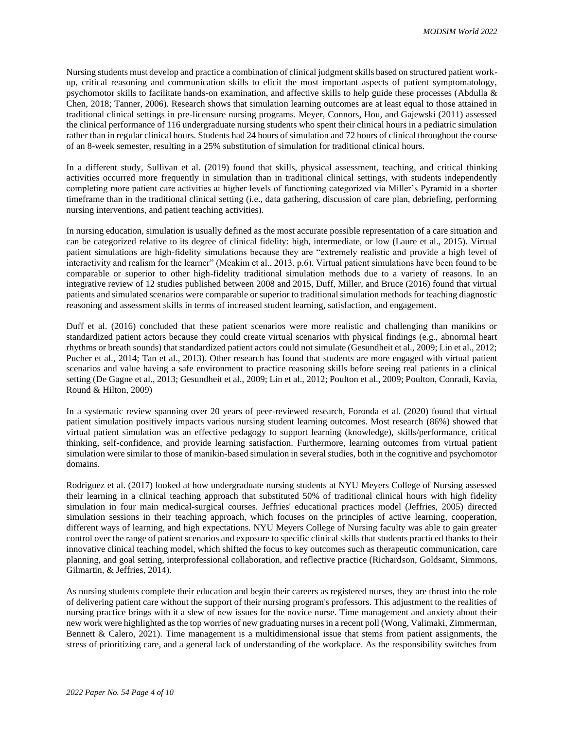Nursing students must develop and practice a combination of clinical judgment skills based on structured patient work-up, critical reasoning and communication skills to elicit the most important aspects of patient symptomatology, psychomotor skills to facilitate hands-on examination, and affective skills to help guide these processes (Abdulla & Chen, 2018; Tanner, 2006). Research shows that simulation learning outcomes are at least equal to those attained in traditional clinical settings in pre-licensure nursing programs. Meyer, Connors, Hou, and Gajewski (2011) assessed the clinical performance of 116 undergraduate nursing students who spent their clinical hours in a pediatric simulation rather than in regular clinical hours. Students had 24 hours of simulation and 72 hours of clinical throughout the course of an 8-week semester, resulting in a 25% substitution of simulation for traditional clinical hours.

In a different study, Sullivan et al. (2019) found that skills, physical assessment, teaching, and critical thinking activities occurred more frequently in simulation than in traditional clinical settings, with students independently completing more patient care activities at higher levels of functioning categorized via Miller's Pyramid in a shorter timeframe than in the traditional clinical setting (i.e., data gathering, discussion of care plan, debriefing, performing nursing interventions, and patient teaching activities).

In nursing education, simulation is usually defined as the most accurate possible representation of a care situation and can be categorized relative to its degree of clinical fidelity: high, intermediate, or low (Laure et al., 2015). Virtual patient simulations are high-fidelity simulations because they are "extremely realistic and provide a high level of interactivity and realism for the learner" (Meakim et al., 2013, p.6). Virtual patient simulations have been found to be comparable or superior to other high-fidelity traditional simulation methods due to a variety of reasons. In an integrative review of 12 studies published between 2008 and 2015, Duff, Miller, and Bruce (2016) found that virtual patients and simulated scenarios were comparable or superior to traditional simulation methods for teaching diagnostic reasoning and assessment skills in terms of increased student learning, satisfaction, and engagement.

Duff et al. (2016) concluded that these patient scenarios were more realistic and challenging than manikins or standardized patient actors because they could create virtual scenarios with physical findings (e.g., abnormal heart rhythms or breath sounds) that standardized patient actors could not simulate (Gesundheit et al., 2009; Lin et al., 2012; Pucher et al., 2014; Tan et al., 2013). Other research has found that students are more engaged with virtual patient scenarios and value having a safe environment to practice reasoning skills before seeing real patients in a clinical setting (De Gagne et al., 2013; Gesundheit et al., 2009; Lin et al., 2012; Poulton et al., 2009; Poulton, Conradi, Kavia, Round & Hilton, 2009)

In a systematic review spanning over 20 years of peer-reviewed research, Foronda et al. (2020) found that virtual patient simulation positively impacts various nursing student learning outcomes. Most research (86%) showed that virtual patient simulation was an effective pedagogy to support learning (knowledge), skills/performance, critical thinking, self-confidence, and provide learning satisfaction. Furthermore, learning outcomes from virtual patient simulation were similar to those of manikin-based simulation in several studies, both in the cognitive and psychomotor domains.

Rodriguez et al. (2017) looked at how undergraduate nursing students at NYU Meyers College of Nursing assessed their learning in a clinical teaching approach that substituted 50% of traditional clinical hours with high fidelity simulation in four main medical-surgical courses. Jeffries' educational practices model (Jeffries, 2005) directed simulation sessions in their teaching approach, which focuses on the principles of active learning, cooperation, different ways of learning, and high expectations. NYU Meyers College of Nursing faculty was able to gain greater control over the range of patient scenarios and exposure to specific clinical skills that students practiced thanks to their innovative clinical teaching model, which shifted the focus to key outcomes such as therapeutic communication, care planning, and goal setting, interprofessional collaboration, and reflective practice (Richardson, Goldsamt, Simmons, Gilmartin, & Jeffries, 2014).

As nursing students complete their education and begin their careers as registered nurses, they are thrust into the role of delivering patient care without the support of their nursing program's professors. This adjustment to the realities of nursing practice brings with it a slew of new issues for the novice nurse. Time management and anxiety about their new work were highlighted as the top worries of new graduating nurses in a recent poll (Wong, Valimaki, Zimmerman, Bennett & Calero, 2021). Time management is a multidimensional issue that stems from patient assignments, the stress of prioritizing care, and a general lack of understanding of the workplace. As the responsibility switches from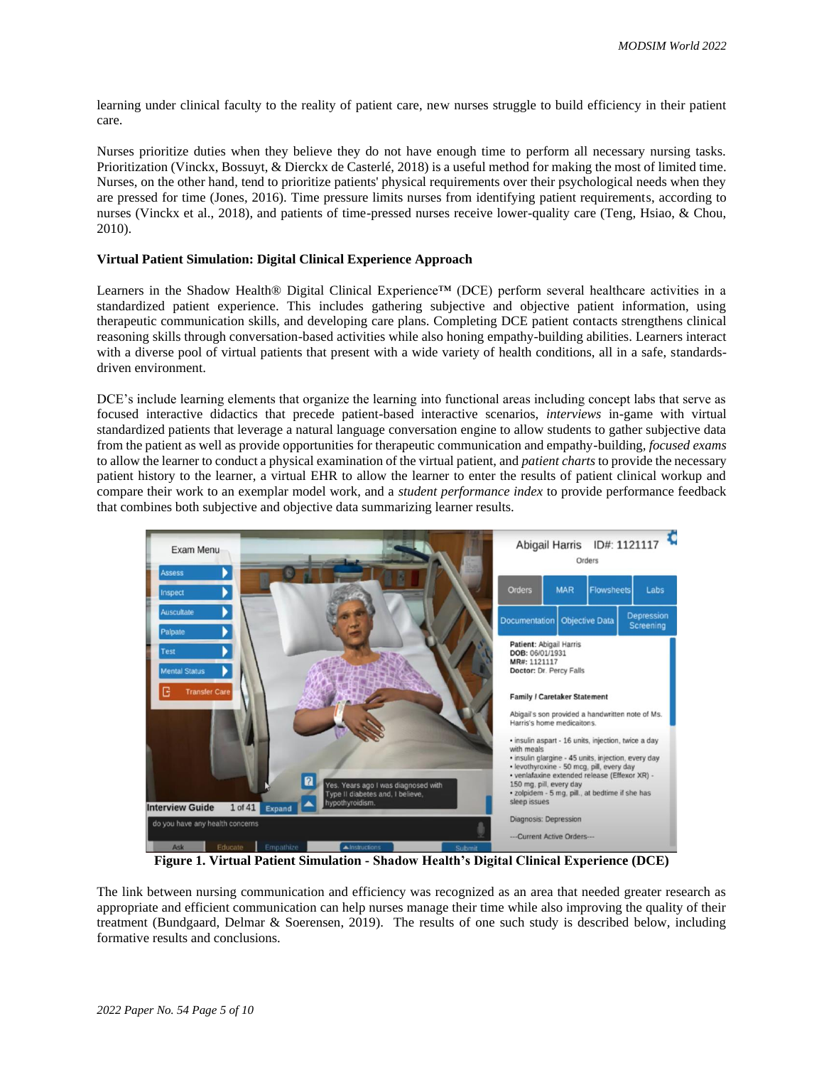learning under clinical faculty to the reality of patient care, new nurses struggle to build efficiency in their patient care.

Nurses prioritize duties when they believe they do not have enough time to perform all necessary nursing tasks. Prioritization (Vinckx, Bossuyt, & Dierckx de Casterlé, 2018) is a useful method for making the most of limited time. Nurses, on the other hand, tend to prioritize patients' physical requirements over their psychological needs when they are pressed for time (Jones, 2016). Time pressure limits nurses from identifying patient requirements, according to nurses (Vinckx et al., 2018), and patients of time-pressed nurses receive lower-quality care (Teng, Hsiao, & Chou, 2010).

**Virtual Patient Simulation: Digital Clinical Experience Approach**

Learners in the Shadow Health® Digital Clinical Experience™ (DCE) perform several healthcare activities in a standardized patient experience. This includes gathering subjective and objective patient information, using therapeutic communication skills, and developing care plans. Completing DCE patient contacts strengthens clinical reasoning skills through conversation-based activities while also honing empathy-building abilities. Learners interact with a diverse pool of virtual patients that present with a wide variety of health conditions, all in a safe, standards-driven environment.

DCE's include learning elements that organize the learning into functional areas including concept labs that serve as focused interactive didactics that precede patient-based interactive scenarios, *interviews* in-game with virtual standardized patients that leverage a natural language conversation engine to allow students to gather subjective data from the patient as well as provide opportunities for therapeutic communication and empathy-building, *focused exams* to allow the learner to conduct a physical examination of the virtual patient, and *patient charts* to provide the necessary patient history to the learner, a virtual EHR to allow the learner to enter the results of patient clinical workup and compare their work to an exemplar model work, and a *student performance index* to provide performance feedback that combines both subjective and objective data summarizing learner results.

**Figure 1. Virtual Patient Simulation - Shadow Health's Digital Clinical Experience (DCE)**

The link between nursing communication and efficiency was recognized as an area that needed greater research as appropriate and efficient communication can help nurses manage their time while also improving the quality of their treatment (Bundgaard, Delmar & Soerensen, 2019). The results of one such study is described below, including formative results and conclusions.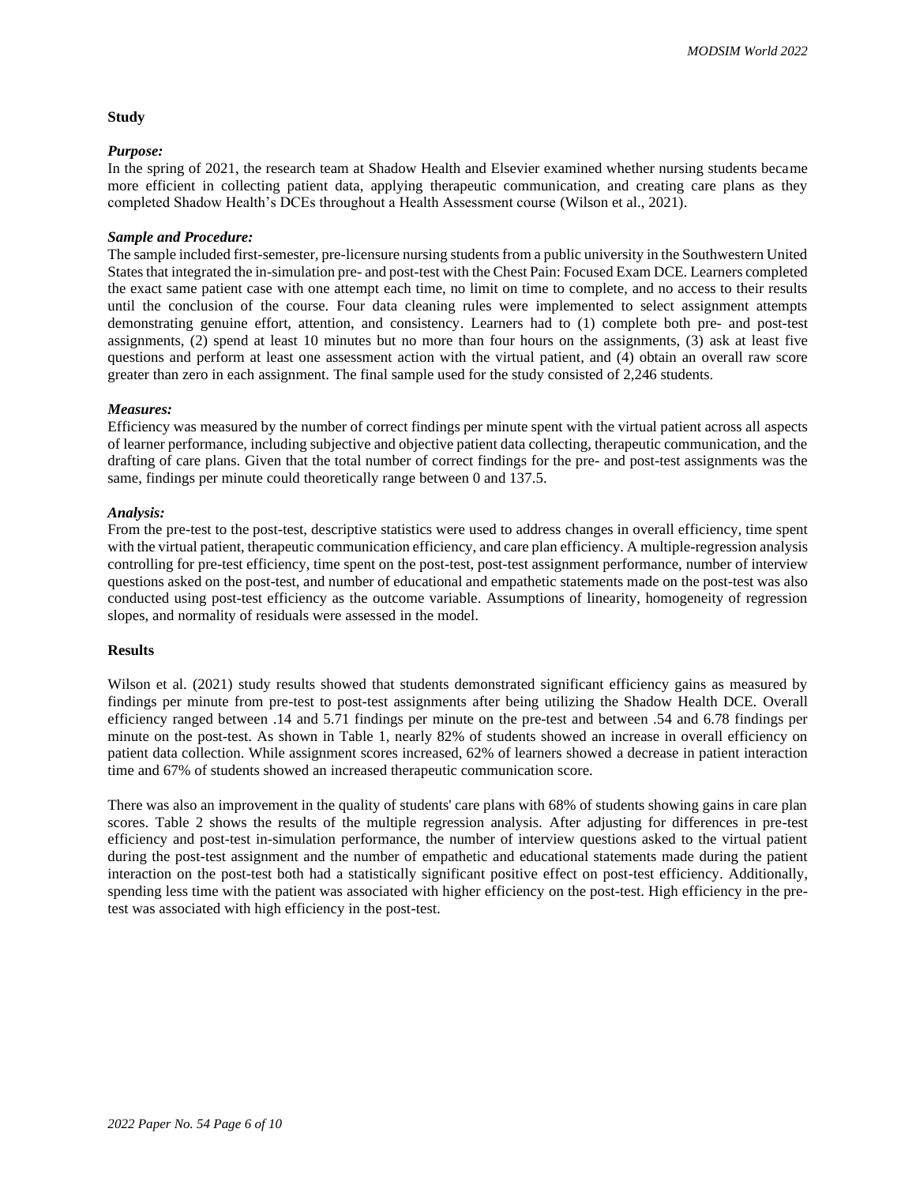## Study

### *Purpose:*

In the spring of 2021, the research team at Shadow Health and Elsevier examined whether nursing students became more efficient in collecting patient data, applying therapeutic communication, and creating care plans as they completed Shadow Health's DCEs throughout a Health Assessment course (Wilson et al., 2021).

### *Sample and Procedure:*

The sample included first-semester, pre-licensure nursing students from a public university in the Southwestern United States that integrated the in-simulation pre- and post-test with the Chest Pain: Focused Exam DCE. Learners completed the exact same patient case with one attempt each time, no limit on time to complete, and no access to their results until the conclusion of the course. Four data cleaning rules were implemented to select assignment attempts demonstrating genuine effort, attention, and consistency. Learners had to (1) complete both pre- and post-test assignments, (2) spend at least 10 minutes but no more than four hours on the assignments, (3) ask at least five questions and perform at least one assessment action with the virtual patient, and (4) obtain an overall raw score greater than zero in each assignment. The final sample used for the study consisted of 2,246 students.

### *Measures:*

Efficiency was measured by the number of correct findings per minute spent with the virtual patient across all aspects of learner performance, including subjective and objective patient data collecting, therapeutic communication, and the drafting of care plans. Given that the total number of correct findings for the pre- and post-test assignments was the same, findings per minute could theoretically range between 0 and 137.5.

### *Analysis:*

From the pre-test to the post-test, descriptive statistics were used to address changes in overall efficiency, time spent with the virtual patient, therapeutic communication efficiency, and care plan efficiency. A multiple-regression analysis controlling for pre-test efficiency, time spent on the post-test, post-test assignment performance, number of interview questions asked on the post-test, and number of educational and empathetic statements made on the post-test was also conducted using post-test efficiency as the outcome variable. Assumptions of linearity, homogeneity of regression slopes, and normality of residuals were assessed in the model.

## Results

Wilson et al. (2021) study results showed that students demonstrated significant efficiency gains as measured by findings per minute from pre-test to post-test assignments after being utilizing the Shadow Health DCE. Overall efficiency ranged between .14 and 5.71 findings per minute on the pre-test and between .54 and 6.78 findings per minute on the post-test. As shown in Table 1, nearly 82% of students showed an increase in overall efficiency on patient data collection. While assignment scores increased, 62% of learners showed a decrease in patient interaction time and 67% of students showed an increased therapeutic communication score.

There was also an improvement in the quality of students' care plans with 68% of students showing gains in care plan scores. Table 2 shows the results of the multiple regression analysis. After adjusting for differences in pre-test efficiency and post-test in-simulation performance, the number of interview questions asked to the virtual patient during the post-test assignment and the number of empathetic and educational statements made during the patient interaction on the post-test both had a statistically significant positive effect on post-test efficiency. Additionally, spending less time with the patient was associated with higher efficiency on the post-test. High efficiency in the pre-test was associated with high efficiency in the post-test.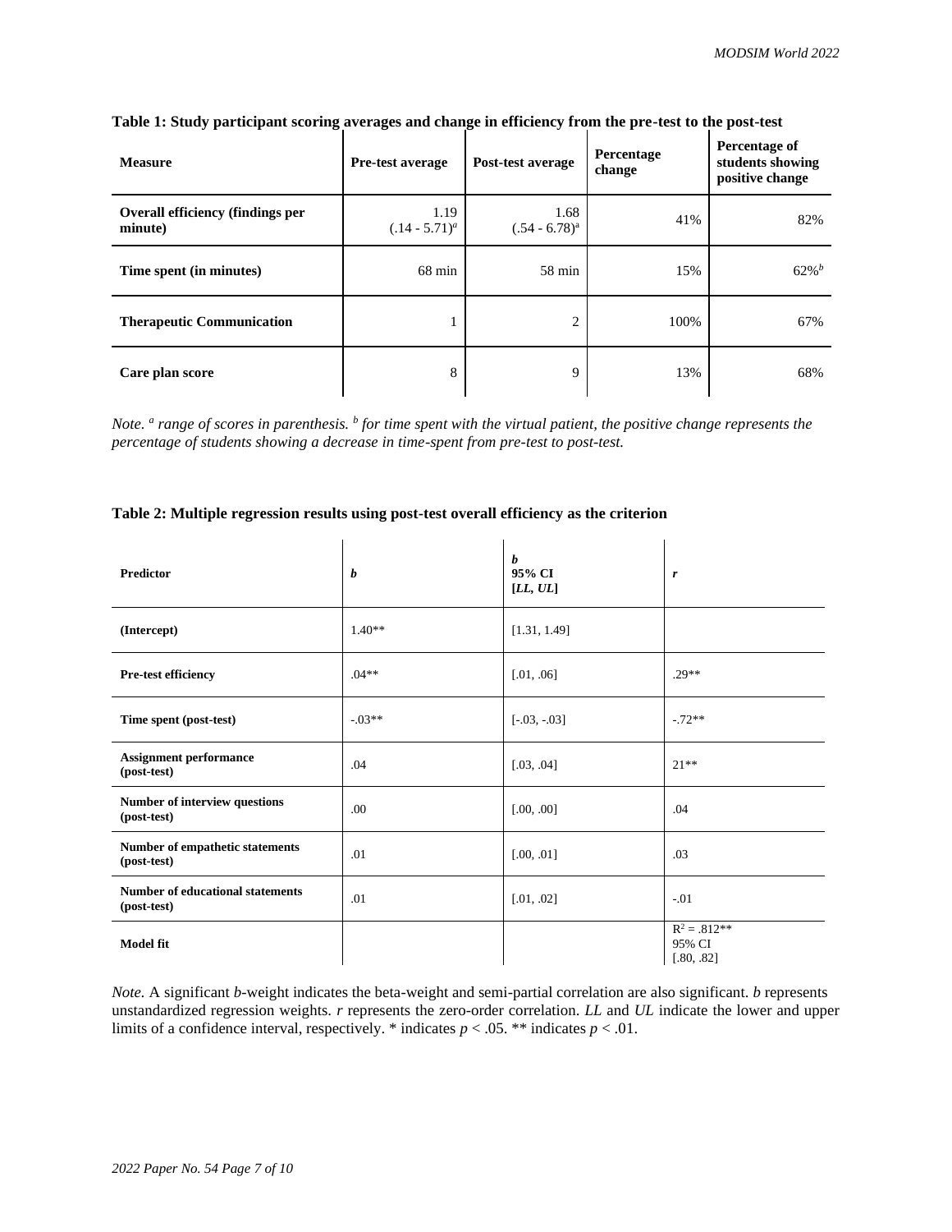**Table 1: Study participant scoring averages and change in efficiency from the pre-test to the post-test**

| Measure | Pre-test average | Post-test average | Percentage change | Percentage of students showing positive change |
|---|---|---|---|---|
| **Overall efficiency (findings per minute)** | 1.19 (.14 - 5.71)[a] | 1.68 (.54 - 6.78)[a] | 41% | 82% |
| **Time spent (in minutes)** | 68 min | 58 min | 15% | 62%[b] |
| **Therapeutic Communication** | 1 | 2 | 100% | 67% |
| **Care plan score** | 8 | 9 | 13% | 68% |

*Note. [a] range of scores in parenthesis. [b] for time spent with the virtual patient, the positive change represents the percentage of students showing a decrease in time-spent from pre-test to post-test.*

**Table 2: Multiple regression results using post-test overall efficiency as the criterion**

| Predictor | *b* | *b* 95% CI [*LL*, *UL*] | *r* |
|---|---|---|---|
| **(Intercept)** | 1.40** | [1.31, 1.49] | |
| **Pre-test efficiency** | .04** | [.01, .06] | .29** |
| **Time spent (post-test)** | -.03** | [-.03, -.03] | -.72** |
| **Assignment performance (post-test)** | .04 | [.03, .04] | 21** |
| **Number of interview questions (post-test)** | .00 | [.00, .00] | .04 |
| **Number of empathetic statements (post-test)** | .01 | [.00, .01] | .03 |
| **Number of educational statements (post-test)** | .01 | [.01, .02] | -.01 |
| **Model fit** | | | $R^2 = .812$** 95% CI [.80, .82] |

*Note.* A significant *b*-weight indicates the beta-weight and semi-partial correlation are also significant. *b* represents unstandardized regression weights. *r* represents the zero-order correlation. *LL* and *UL* indicate the lower and upper limits of a confidence interval, respectively. * indicates $p < .05$. ** indicates $p < .01$.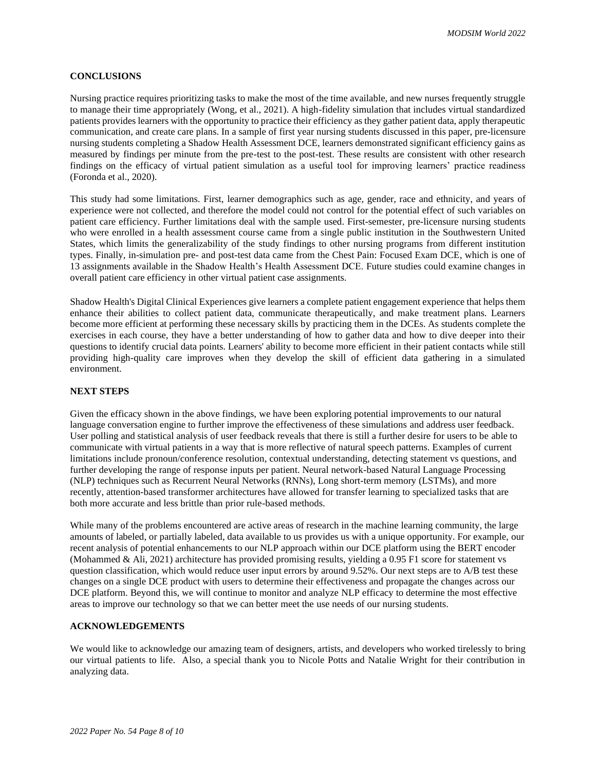## CONCLUSIONS

Nursing practice requires prioritizing tasks to make the most of the time available, and new nurses frequently struggle to manage their time appropriately (Wong, et al., 2021). A high-fidelity simulation that includes virtual standardized patients provides learners with the opportunity to practice their efficiency as they gather patient data, apply therapeutic communication, and create care plans. In a sample of first year nursing students discussed in this paper, pre-licensure nursing students completing a Shadow Health Assessment DCE, learners demonstrated significant efficiency gains as measured by findings per minute from the pre-test to the post-test. These results are consistent with other research findings on the efficacy of virtual patient simulation as a useful tool for improving learners' practice readiness (Foronda et al., 2020).

This study had some limitations. First, learner demographics such as age, gender, race and ethnicity, and years of experience were not collected, and therefore the model could not control for the potential effect of such variables on patient care efficiency. Further limitations deal with the sample used. First-semester, pre-licensure nursing students who were enrolled in a health assessment course came from a single public institution in the Southwestern United States, which limits the generalizability of the study findings to other nursing programs from different institution types. Finally, in-simulation pre- and post-test data came from the Chest Pain: Focused Exam DCE, which is one of 13 assignments available in the Shadow Health's Health Assessment DCE. Future studies could examine changes in overall patient care efficiency in other virtual patient case assignments.

Shadow Health's Digital Clinical Experiences give learners a complete patient engagement experience that helps them enhance their abilities to collect patient data, communicate therapeutically, and make treatment plans. Learners become more efficient at performing these necessary skills by practicing them in the DCEs. As students complete the exercises in each course, they have a better understanding of how to gather data and how to dive deeper into their questions to identify crucial data points. Learners' ability to become more efficient in their patient contacts while still providing high-quality care improves when they develop the skill of efficient data gathering in a simulated environment.

## NEXT STEPS

Given the efficacy shown in the above findings, we have been exploring potential improvements to our natural language conversation engine to further improve the effectiveness of these simulations and address user feedback. User polling and statistical analysis of user feedback reveals that there is still a further desire for users to be able to communicate with virtual patients in a way that is more reflective of natural speech patterns. Examples of current limitations include pronoun/conference resolution, contextual understanding, detecting statement vs questions, and further developing the range of response inputs per patient. Neural network-based Natural Language Processing (NLP) techniques such as Recurrent Neural Networks (RNNs), Long short-term memory (LSTMs), and more recently, attention-based transformer architectures have allowed for transfer learning to specialized tasks that are both more accurate and less brittle than prior rule-based methods.

While many of the problems encountered are active areas of research in the machine learning community, the large amounts of labeled, or partially labeled, data available to us provides us with a unique opportunity. For example, our recent analysis of potential enhancements to our NLP approach within our DCE platform using the BERT encoder (Mohammed & Ali, 2021) architecture has provided promising results, yielding a 0.95 F1 score for statement vs question classification, which would reduce user input errors by around 9.52%. Our next steps are to A/B test these changes on a single DCE product with users to determine their effectiveness and propagate the changes across our DCE platform. Beyond this, we will continue to monitor and analyze NLP efficacy to determine the most effective areas to improve our technology so that we can better meet the use needs of our nursing students.

## ACKNOWLEDGEMENTS

We would like to acknowledge our amazing team of designers, artists, and developers who worked tirelessly to bring our virtual patients to life. Also, a special thank you to Nicole Potts and Natalie Wright for their contribution in analyzing data.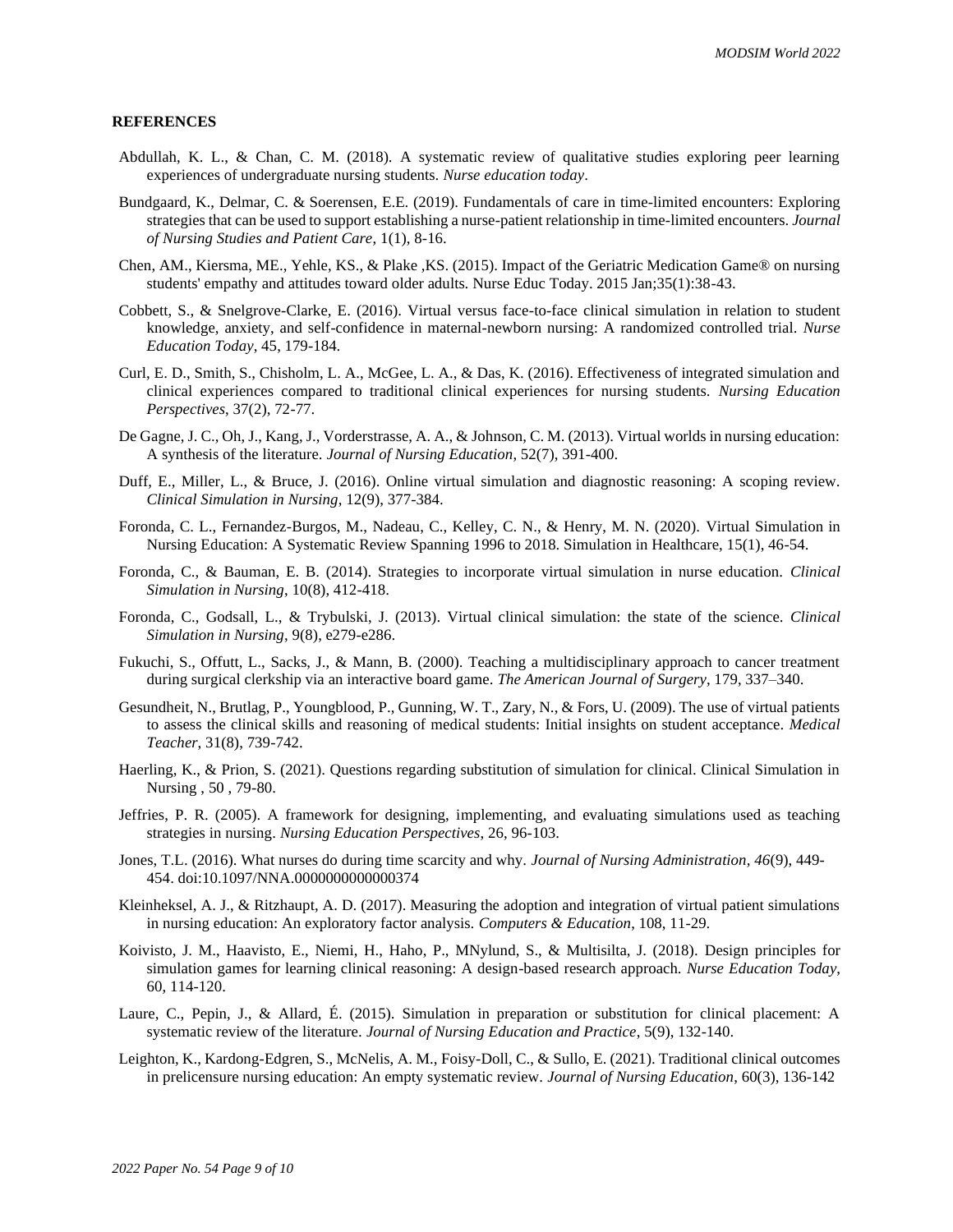## REFERENCES

Abdullah, K. L., & Chan, C. M. (2018). A systematic review of qualitative studies exploring peer learning experiences of undergraduate nursing students. *Nurse education today*.

Bundgaard, K., Delmar, C. & Soerensen, E.E. (2019). Fundamentals of care in time-limited encounters: Exploring strategies that can be used to support establishing a nurse-patient relationship in time-limited encounters. *Journal of Nursing Studies and Patient Care*, 1(1), 8-16.

Chen, AM., Kiersma, ME., Yehle, KS., & Plake ,KS. (2015). Impact of the Geriatric Medication Game® on nursing students' empathy and attitudes toward older adults. Nurse Educ Today. 2015 Jan;35(1):38-43.

Cobbett, S., & Snelgrove-Clarke, E. (2016). Virtual versus face-to-face clinical simulation in relation to student knowledge, anxiety, and self-confidence in maternal-newborn nursing: A randomized controlled trial. *Nurse Education Today*, 45, 179-184.

Curl, E. D., Smith, S., Chisholm, L. A., McGee, L. A., & Das, K. (2016). Effectiveness of integrated simulation and clinical experiences compared to traditional clinical experiences for nursing students. *Nursing Education Perspectives*, 37(2), 72-77.

De Gagne, J. C., Oh, J., Kang, J., Vorderstrasse, A. A., & Johnson, C. M. (2013). Virtual worlds in nursing education: A synthesis of the literature. *Journal of Nursing Education*, 52(7), 391-400.

Duff, E., Miller, L., & Bruce, J. (2016). Online virtual simulation and diagnostic reasoning: A scoping review. *Clinical Simulation in Nursing*, 12(9), 377-384.

Foronda, C. L., Fernandez-Burgos, M., Nadeau, C., Kelley, C. N., & Henry, M. N. (2020). Virtual Simulation in Nursing Education: A Systematic Review Spanning 1996 to 2018. Simulation in Healthcare, 15(1), 46-54.

Foronda, C., & Bauman, E. B. (2014). Strategies to incorporate virtual simulation in nurse education. *Clinical Simulation in Nursing*, 10(8), 412-418.

Foronda, C., Godsall, L., & Trybulski, J. (2013). Virtual clinical simulation: the state of the science. *Clinical Simulation in Nursing*, 9(8), e279-e286.

Fukuchi, S., Offutt, L., Sacks, J., & Mann, B. (2000). Teaching a multidisciplinary approach to cancer treatment during surgical clerkship via an interactive board game. *The American Journal of Surgery*, 179, 337–340.

Gesundheit, N., Brutlag, P., Youngblood, P., Gunning, W. T., Zary, N., & Fors, U. (2009). The use of virtual patients to assess the clinical skills and reasoning of medical students: Initial insights on student acceptance. *Medical Teacher*, 31(8), 739-742.

Haerling, K., & Prion, S. (2021). Questions regarding substitution of simulation for clinical. Clinical Simulation in Nursing , 50 , 79-80.

Jeffries, P. R. (2005). A framework for designing, implementing, and evaluating simulations used as teaching strategies in nursing. *Nursing Education Perspectives*, 26, 96-103.

Jones, T.L. (2016). What nurses do during time scarcity and why. *Journal of Nursing Administration*, *46*(9), 449-454. doi:10.1097/NNA.0000000000000374

Kleinheksel, A. J., & Ritzhaupt, A. D. (2017). Measuring the adoption and integration of virtual patient simulations in nursing education: An exploratory factor analysis. *Computers & Education*, 108, 11-29.

Koivisto, J. M., Haavisto, E., Niemi, H., Haho, P., MNylund, S., & Multisilta, J. (2018). Design principles for simulation games for learning clinical reasoning: A design-based research approach. *Nurse Education Today*, 60, 114-120.

Laure, C., Pepin, J., & Allard, É. (2015). Simulation in preparation or substitution for clinical placement: A systematic review of the literature. *Journal of Nursing Education and Practice*, 5(9), 132-140.

Leighton, K., Kardong-Edgren, S., McNelis, A. M., Foisy-Doll, C., & Sullo, E. (2021). Traditional clinical outcomes in prelicensure nursing education: An empty systematic review. *Journal of Nursing Education*, 60(3), 136-142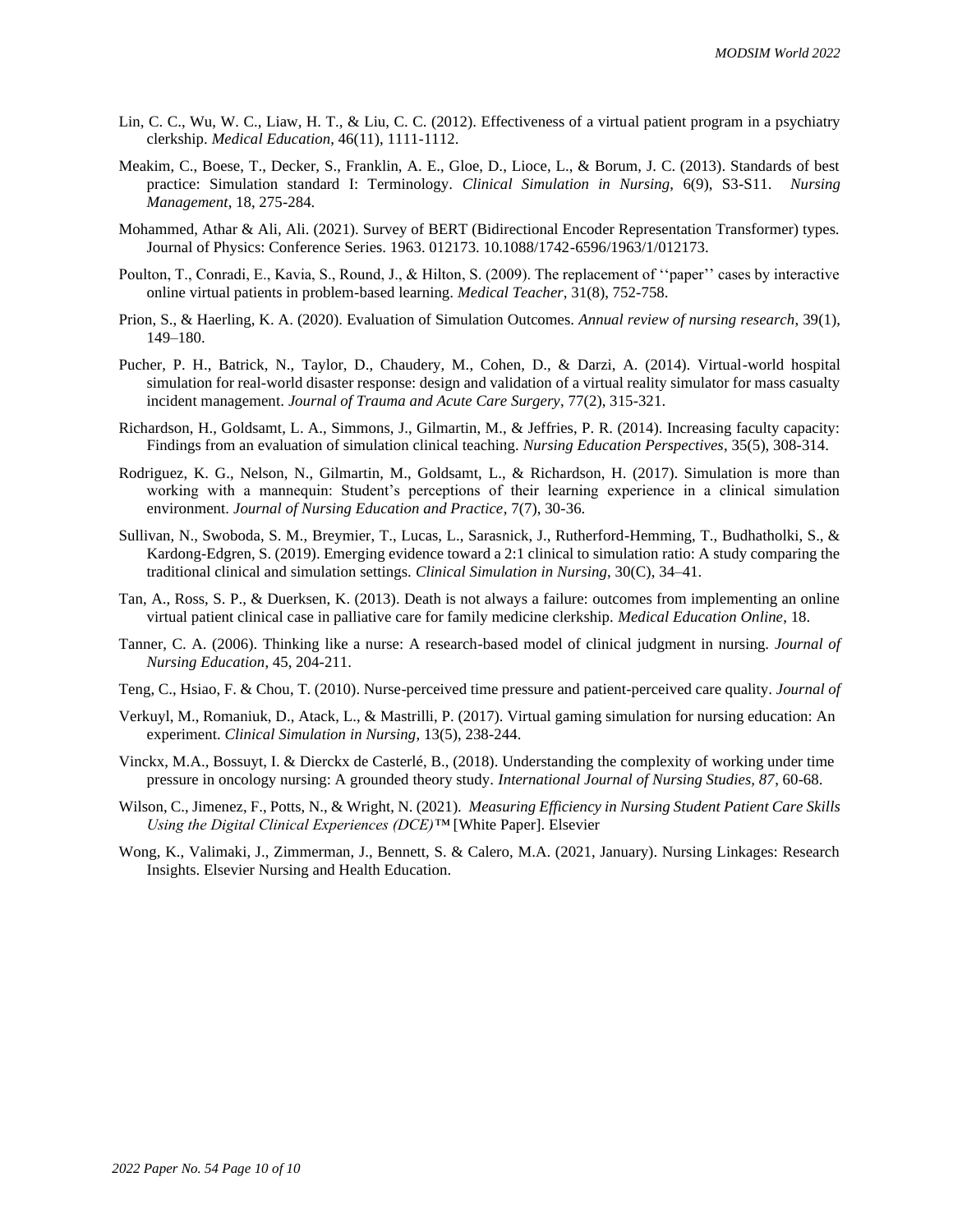Lin, C. C., Wu, W. C., Liaw, H. T., & Liu, C. C. (2012). Effectiveness of a virtual patient program in a psychiatry clerkship. *Medical Education*, 46(11), 1111-1112.

Meakim, C., Boese, T., Decker, S., Franklin, A. E., Gloe, D., Lioce, L., & Borum, J. C. (2013). Standards of best practice: Simulation standard I: Terminology. *Clinical Simulation in Nursing*, 6(9), S3-S11. *Nursing Management*, 18, 275-284.

Mohammed, Athar & Ali, Ali. (2021). Survey of BERT (Bidirectional Encoder Representation Transformer) types. Journal of Physics: Conference Series. 1963. 012173. 10.1088/1742-6596/1963/1/012173.

Poulton, T., Conradi, E., Kavia, S., Round, J., & Hilton, S. (2009). The replacement of ''paper'' cases by interactive online virtual patients in problem-based learning. *Medical Teacher*, 31(8), 752-758.

Prion, S., & Haerling, K. A. (2020). Evaluation of Simulation Outcomes. *Annual review of nursing research*, 39(1), 149–180.

Pucher, P. H., Batrick, N., Taylor, D., Chaudery, M., Cohen, D., & Darzi, A. (2014). Virtual-world hospital simulation for real-world disaster response: design and validation of a virtual reality simulator for mass casualty incident management. *Journal of Trauma and Acute Care Surgery*, 77(2), 315-321.

Richardson, H., Goldsamt, L. A., Simmons, J., Gilmartin, M., & Jeffries, P. R. (2014). Increasing faculty capacity: Findings from an evaluation of simulation clinical teaching. *Nursing Education Perspectives*, 35(5), 308-314.

Rodriguez, K. G., Nelson, N., Gilmartin, M., Goldsamt, L., & Richardson, H. (2017). Simulation is more than working with a mannequin: Student's perceptions of their learning experience in a clinical simulation environment. *Journal of Nursing Education and Practice*, 7(7), 30-36.

Sullivan, N., Swoboda, S. M., Breymier, T., Lucas, L., Sarasnick, J., Rutherford-Hemming, T., Budhatholki, S., & Kardong-Edgren, S. (2019). Emerging evidence toward a 2:1 clinical to simulation ratio: A study comparing the traditional clinical and simulation settings. *Clinical Simulation in Nursing*, 30(C), 34–41.

Tan, A., Ross, S. P., & Duerksen, K. (2013). Death is not always a failure: outcomes from implementing an online virtual patient clinical case in palliative care for family medicine clerkship. *Medical Education Online*, 18.

Tanner, C. A. (2006). Thinking like a nurse: A research-based model of clinical judgment in nursing. *Journal of Nursing Education*, 45, 204-211.

Teng, C., Hsiao, F. & Chou, T. (2010). Nurse-perceived time pressure and patient-perceived care quality. *Journal of*

Verkuyl, M., Romaniuk, D., Atack, L., & Mastrilli, P. (2017). Virtual gaming simulation for nursing education: An experiment. *Clinical Simulation in Nursing*, 13(5), 238-244.

Vinckx, M.A., Bossuyt, I. & Dierckx de Casterlé, B., (2018). Understanding the complexity of working under time pressure in oncology nursing: A grounded theory study. *International Journal of Nursing Studies, 87*, 60-68.

Wilson, C., Jimenez, F., Potts, N., & Wright, N. (2021). *Measuring Efficiency in Nursing Student Patient Care Skills Using the Digital Clinical Experiences (DCE)*™ [White Paper]. Elsevier

Wong, K., Valimaki, J., Zimmerman, J., Bennett, S. & Calero, M.A. (2021, January). Nursing Linkages: Research Insights. Elsevier Nursing and Health Education.